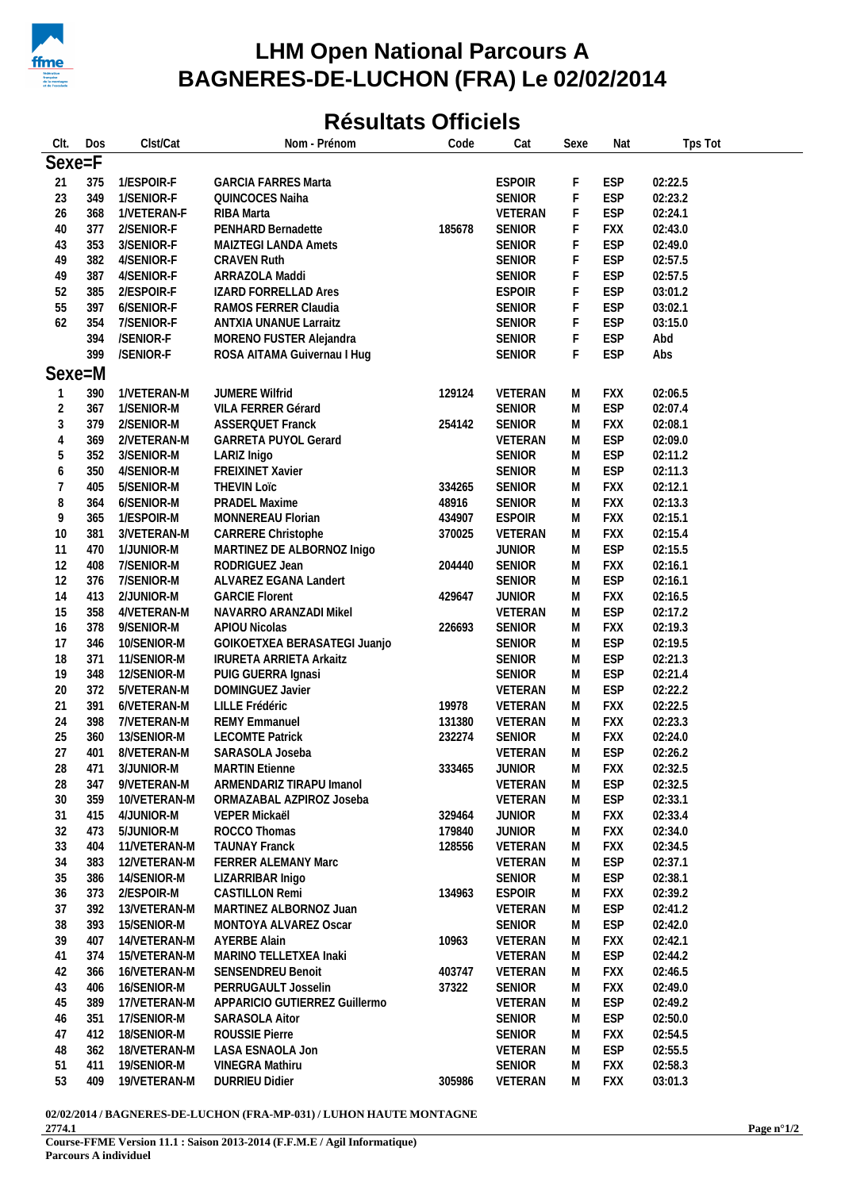# LHM Open National Parcours A
# BAGNERES-DE-LUCHON (FRA) Le 02/02/2014

## Résultats Officiels

| Clt. | Dos | Clst/Cat | Nom - Prénom | Code | Cat | Sexe | Nat | Tps Tot |
|---|---|---|---|---|---|---|---|---|
| **Sexe=F** | | | | | | | | |
| 21 | 375 | 1/ESPOIR-F | GARCIA FARRES Marta | | ESPOIR | F | ESP | 02:22.5 |
| 23 | 349 | 1/SENIOR-F | QUINCOCES Naiha | | SENIOR | F | ESP | 02:23.2 |
| 26 | 368 | 1/VETERAN-F | RIBA Marta | | VETERAN | F | ESP | 02:24.1 |
| 40 | 377 | 2/SENIOR-F | PENHARD Bernadette | 185678 | SENIOR | F | FXX | 02:43.0 |
| 43 | 353 | 3/SENIOR-F | MAIZTEGI LANDA Amets | | SENIOR | F | ESP | 02:49.0 |
| 49 | 382 | 4/SENIOR-F | CRAVEN Ruth | | SENIOR | F | ESP | 02:57.5 |
| 49 | 387 | 4/SENIOR-F | ARRAZOLA Maddi | | SENIOR | F | ESP | 02:57.5 |
| 52 | 385 | 2/ESPOIR-F | IZARD FORRELLAD Ares | | ESPOIR | F | ESP | 03:01.2 |
| 55 | 397 | 6/SENIOR-F | RAMOS FERRER Claudia | | SENIOR | F | ESP | 03:02.1 |
| 62 | 354 | 7/SENIOR-F | ANTXIA UNANUE Larraitz | | SENIOR | F | ESP | 03:15.0 |
| | 394 | /SENIOR-F | MORENO FUSTER Alejandra | | SENIOR | F | ESP | Abd |
| | 399 | /SENIOR-F | ROSA AITAMA Guivernau I Hug | | SENIOR | F | ESP | Abs |
| **Sexe=M** | | | | | | | | |
| 1 | 390 | 1/VETERAN-M | JUMERE Wilfrid | 129124 | VETERAN | M | FXX | 02:06.5 |
| 2 | 367 | 1/SENIOR-M | VILA FERRER Gérard | | SENIOR | M | ESP | 02:07.4 |
| 3 | 379 | 2/SENIOR-M | ASSERQUET Franck | 254142 | SENIOR | M | FXX | 02:08.1 |
| 4 | 369 | 2/VETERAN-M | GARRETA PUYOL Gerard | | VETERAN | M | ESP | 02:09.0 |
| 5 | 352 | 3/SENIOR-M | LARIZ Inigo | | SENIOR | M | ESP | 02:11.2 |
| 6 | 350 | 4/SENIOR-M | FREIXINET Xavier | | SENIOR | M | ESP | 02:11.3 |
| 7 | 405 | 5/SENIOR-M | THEVIN Loïc | 334265 | SENIOR | M | FXX | 02:12.1 |
| 8 | 364 | 6/SENIOR-M | PRADEL Maxime | 48916 | SENIOR | M | FXX | 02:13.3 |
| 9 | 365 | 1/ESPOIR-M | MONNEREAU Florian | 434907 | ESPOIR | M | FXX | 02:15.1 |
| 10 | 381 | 3/VETERAN-M | CARRERE Christophe | 370025 | VETERAN | M | FXX | 02:15.4 |
| 11 | 470 | 1/JUNIOR-M | MARTINEZ DE ALBORNOZ Inigo | | JUNIOR | M | ESP | 02:15.5 |
| 12 | 408 | 7/SENIOR-M | RODRIGUEZ Jean | 204440 | SENIOR | M | FXX | 02:16.1 |
| 12 | 376 | 7/SENIOR-M | ALVAREZ EGANA Landert | | SENIOR | M | ESP | 02:16.1 |
| 14 | 413 | 2/JUNIOR-M | GARCIE Florent | 429647 | JUNIOR | M | FXX | 02:16.5 |
| 15 | 358 | 4/VETERAN-M | NAVARRO ARANZADI Mikel | | VETERAN | M | ESP | 02:17.2 |
| 16 | 378 | 9/SENIOR-M | APIOU Nicolas | 226693 | SENIOR | M | FXX | 02:19.3 |
| 17 | 346 | 10/SENIOR-M | GOIKOETXEA BERASATEGI Juanjo | | SENIOR | M | ESP | 02:19.5 |
| 18 | 371 | 11/SENIOR-M | IRURETA ARRIETA Arkaitz | | SENIOR | M | ESP | 02:21.3 |
| 19 | 348 | 12/SENIOR-M | PUIG GUERRA Ignasi | | SENIOR | M | ESP | 02:21.4 |
| 20 | 372 | 5/VETERAN-M | DOMINGUEZ Javier | | VETERAN | M | ESP | 02:22.2 |
| 21 | 391 | 6/VETERAN-M | LILLE Frédéric | 19978 | VETERAN | M | FXX | 02:22.5 |
| 24 | 398 | 7/VETERAN-M | REMY Emmanuel | 131380 | VETERAN | M | FXX | 02:23.3 |
| 25 | 360 | 13/SENIOR-M | LECOMTE Patrick | 232274 | SENIOR | M | FXX | 02:24.0 |
| 27 | 401 | 8/VETERAN-M | SARASOLA Joseba | | VETERAN | M | ESP | 02:26.2 |
| 28 | 471 | 3/JUNIOR-M | MARTIN Etienne | 333465 | JUNIOR | M | FXX | 02:32.5 |
| 28 | 347 | 9/VETERAN-M | ARMENDARIZ TIRAPU Imanol | | VETERAN | M | ESP | 02:32.5 |
| 30 | 359 | 10/VETERAN-M | ORMAZABAL AZPIROZ Joseba | | VETERAN | M | ESP | 02:33.1 |
| 31 | 415 | 4/JUNIOR-M | VEPER Mickaël | 329464 | JUNIOR | M | FXX | 02:33.4 |
| 32 | 473 | 5/JUNIOR-M | ROCCO Thomas | 179840 | JUNIOR | M | FXX | 02:34.0 |
| 33 | 404 | 11/VETERAN-M | TAUNAY Franck | 128556 | VETERAN | M | FXX | 02:34.5 |
| 34 | 383 | 12/VETERAN-M | FERRER ALEMANY Marc | | VETERAN | M | ESP | 02:37.1 |
| 35 | 386 | 14/SENIOR-M | LIZARRIBAR Inigo | | SENIOR | M | ESP | 02:38.1 |
| 36 | 373 | 2/ESPOIR-M | CASTILLON Remi | 134963 | ESPOIR | M | FXX | 02:39.2 |
| 37 | 392 | 13/VETERAN-M | MARTINEZ ALBORNOZ Juan | | VETERAN | M | ESP | 02:41.2 |
| 38 | 393 | 15/SENIOR-M | MONTOYA ALVAREZ Oscar | | SENIOR | M | ESP | 02:42.0 |
| 39 | 407 | 14/VETERAN-M | AYERBE Alain | 10963 | VETERAN | M | FXX | 02:42.1 |
| 41 | 374 | 15/VETERAN-M | MARINO TELLETXEA Inaki | | VETERAN | M | ESP | 02:44.2 |
| 42 | 366 | 16/VETERAN-M | SENSENDREU Benoit | 403747 | VETERAN | M | FXX | 02:46.5 |
| 43 | 406 | 16/SENIOR-M | PERRUGAULT Josselin | 37322 | SENIOR | M | FXX | 02:49.0 |
| 45 | 389 | 17/VETERAN-M | APPARICIO GUTIERREZ Guillermo | | VETERAN | M | ESP | 02:49.2 |
| 46 | 351 | 17/SENIOR-M | SARASOLA Aitor | | SENIOR | M | ESP | 02:50.0 |
| 47 | 412 | 18/SENIOR-M | ROUSSIE Pierre | | SENIOR | M | FXX | 02:54.5 |
| 48 | 362 | 18/VETERAN-M | LASA ESNAOLA Jon | | VETERAN | M | ESP | 02:55.5 |
| 51 | 411 | 19/SENIOR-M | VINEGRA Mathiru | | SENIOR | M | FXX | 02:58.3 |
| 53 | 409 | 19/VETERAN-M | DURRIEU Didier | 305986 | VETERAN | M | FXX | 03:01.3 |

**02/02/2014 / BAGNERES-DE-LUCHON (FRA-MP-031) / LUHON HAUTE MONTAGNE**
**2774.1**
**Course-FFME Version 11.1 : Saison 2013-2014 (F.F.M.E / Agil Informatique)**
**Parcours A individuel**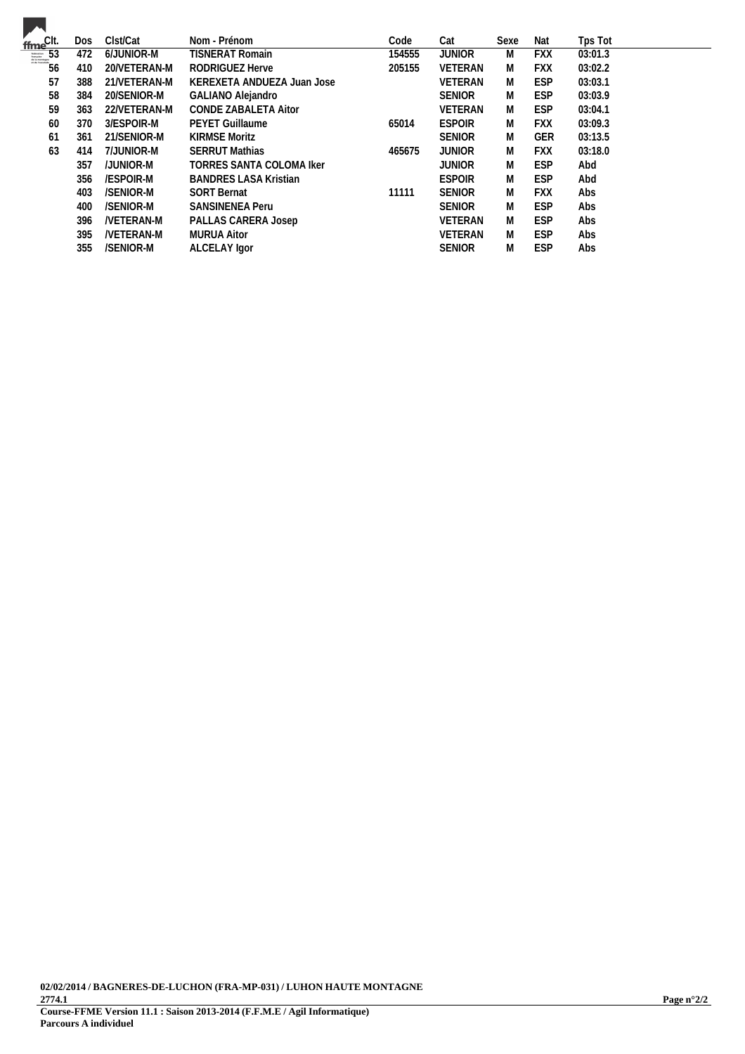| Clt. | Dos | Clst/Cat | Nom - Prénom | Code | Cat | Sexe | Nat | Tps Tot |
|---|---|---|---|---|---|---|---|---|
| 53 | 472 | 6/JUNIOR-M | TISNERAT Romain | 154555 | JUNIOR | M | FXX | 03:01.3 |
| 56 | 410 | 20/VETERAN-M | RODRIGUEZ Herve | 205155 | VETERAN | M | FXX | 03:02.2 |
| 57 | 388 | 21/VETERAN-M | KEREXETA ANDUEZA Juan Jose | | VETERAN | M | ESP | 03:03.1 |
| 58 | 384 | 20/SENIOR-M | GALIANO Alejandro | | SENIOR | M | ESP | 03:03.9 |
| 59 | 363 | 22/VETERAN-M | CONDE ZABALETA Aitor | | VETERAN | M | ESP | 03:04.1 |
| 60 | 370 | 3/ESPOIR-M | PEYET Guillaume | 65014 | ESPOIR | M | FXX | 03:09.3 |
| 61 | 361 | 21/SENIOR-M | KIRMSE Moritz | | SENIOR | M | GER | 03:13.5 |
| 63 | 414 | 7/JUNIOR-M | SERRUT Mathias | 465675 | JUNIOR | M | FXX | 03:18.0 |
| | 357 | /JUNIOR-M | TORRES SANTA COLOMA Iker | | JUNIOR | M | ESP | Abd |
| | 356 | /ESPOIR-M | BANDRES LASA Kristian | | ESPOIR | M | ESP | Abd |
| | 403 | /SENIOR-M | SORT Bernat | 11111 | SENIOR | M | FXX | Abs |
| | 400 | /SENIOR-M | SANSINENEA Peru | | SENIOR | M | ESP | Abs |
| | 396 | /VETERAN-M | PALLAS CARERA Josep | | VETERAN | M | ESP | Abs |
| | 395 | /VETERAN-M | MURUA Aitor | | VETERAN | M | ESP | Abs |
| | 355 | /SENIOR-M | ALCELAY Igor | | SENIOR | M | ESP | Abs |

**02/02/2014 / BAGNERES-DE-LUCHON (FRA-MP-031) / LUHON HAUTE MONTAGNE**
**2774.1**
**Course-FFME Version 11.1 : Saison 2013-2014 (F.F.M.E / Agil Informatique)**
**Parcours A individuel**